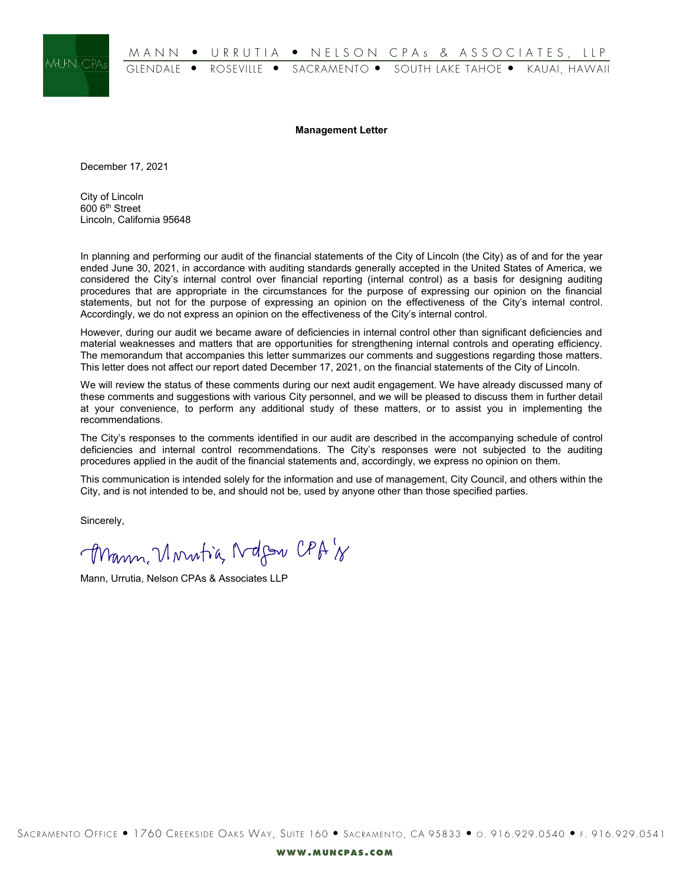MANN • URRUTIA • NELSON CPAs & ASSOCIATES, LLP

GLENDALE • ROSEVILLE • SACRAMENTO • SOUTH LAKE TAHOE • KAUAI, HAWAII

**Management Letter**

December 17, 2021

City of Lincoln
600 6th Street
Lincoln, California 95648

In planning and performing our audit of the financial statements of the City of Lincoln (the City) as of and for the year ended June 30, 2021, in accordance with auditing standards generally accepted in the United States of America, we considered the City's internal control over financial reporting (internal control) as a basis for designing auditing procedures that are appropriate in the circumstances for the purpose of expressing our opinion on the financial statements, but not for the purpose of expressing an opinion on the effectiveness of the City's internal control. Accordingly, we do not express an opinion on the effectiveness of the City's internal control.

However, during our audit we became aware of deficiencies in internal control other than significant deficiencies and material weaknesses and matters that are opportunities for strengthening internal controls and operating efficiency. The memorandum that accompanies this letter summarizes our comments and suggestions regarding those matters. This letter does not affect our report dated December 17, 2021, on the financial statements of the City of Lincoln.

We will review the status of these comments during our next audit engagement. We have already discussed many of these comments and suggestions with various City personnel, and we will be pleased to discuss them in further detail at your convenience, to perform any additional study of these matters, or to assist you in implementing the recommendations.

The City's responses to the comments identified in our audit are described in the accompanying schedule of control deficiencies and internal control recommendations. The City's responses were not subjected to the auditing procedures applied in the audit of the financial statements and, accordingly, we express no opinion on them.

This communication is intended solely for the information and use of management, City Council, and others within the City, and is not intended to be, and should not be, used by anyone other than those specified parties.

Sincerely,

Mann, Urrutia, Nelson CPA's

Mann, Urrutia, Nelson CPAs & Associates LLP

SACRAMENTO OFFICE • 1760 CREEKSIDE OAKS WAY, SUITE 160 • SACRAMENTO, CA 95833 • O. 916.929.0540 • F. 916.929.0541

WWW.MUNCPAS.COM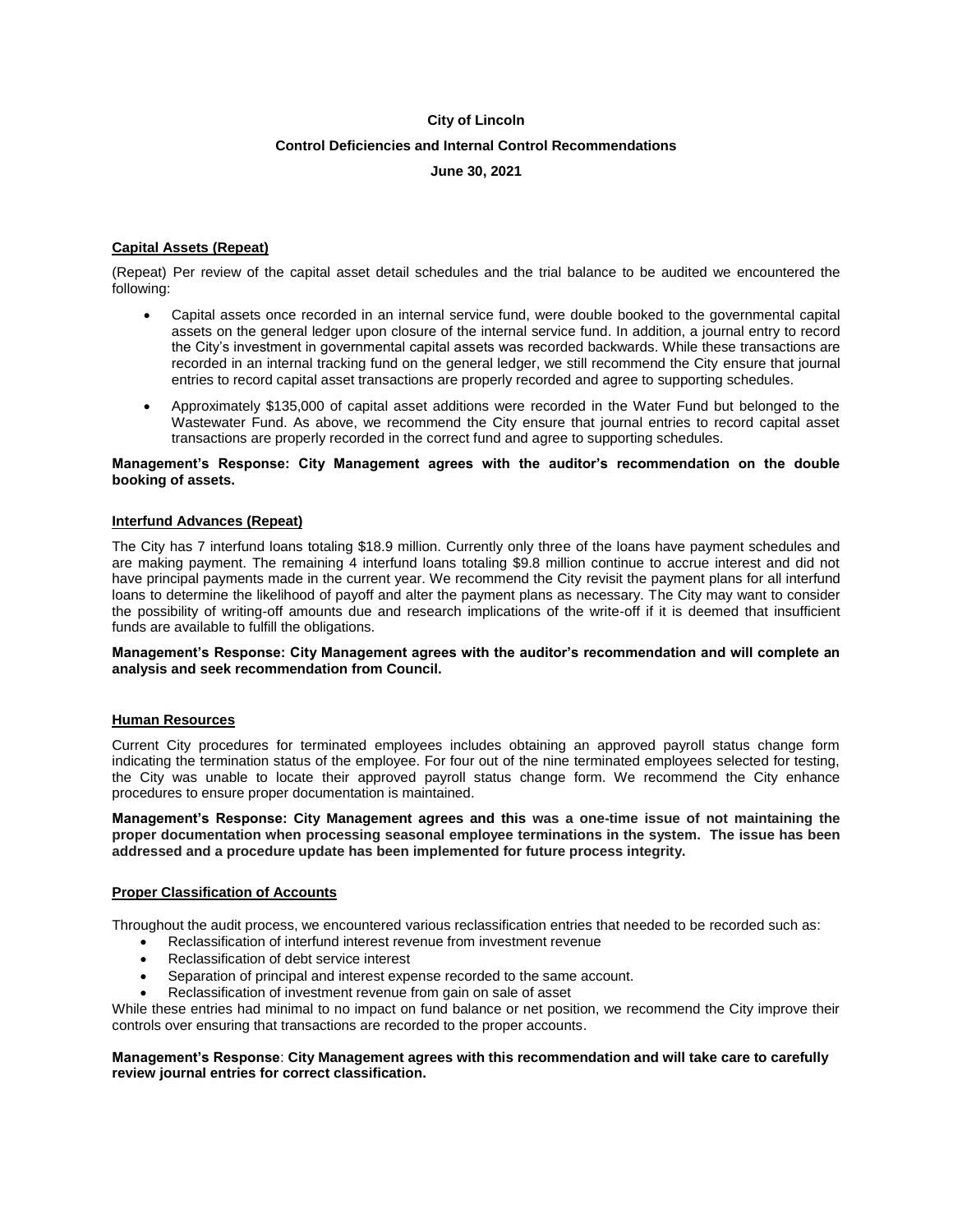**City of Lincoln**

**Control Deficiencies and Internal Control Recommendations**

**June 30, 2021**

## Capital Assets (Repeat)

(Repeat) Per review of the capital asset detail schedules and the trial balance to be audited we encountered the following:

- Capital assets once recorded in an internal service fund, were double booked to the governmental capital assets on the general ledger upon closure of the internal service fund. In addition, a journal entry to record the City's investment in governmental capital assets was recorded backwards. While these transactions are recorded in an internal tracking fund on the general ledger, we still recommend the City ensure that journal entries to record capital asset transactions are properly recorded and agree to supporting schedules.
- Approximately $135,000 of capital asset additions were recorded in the Water Fund but belonged to the Wastewater Fund. As above, we recommend the City ensure that journal entries to record capital asset transactions are properly recorded in the correct fund and agree to supporting schedules.

**Management's Response: City Management agrees with the auditor's recommendation on the double booking of assets.**

## Interfund Advances (Repeat)

The City has 7 interfund loans totaling $18.9 million. Currently only three of the loans have payment schedules and are making payment. The remaining 4 interfund loans totaling $9.8 million continue to accrue interest and did not have principal payments made in the current year. We recommend the City revisit the payment plans for all interfund loans to determine the likelihood of payoff and alter the payment plans as necessary. The City may want to consider the possibility of writing-off amounts due and research implications of the write-off if it is deemed that insufficient funds are available to fulfill the obligations.

**Management's Response: City Management agrees with the auditor's recommendation and will complete an analysis and seek recommendation from Council.**

## Human Resources

Current City procedures for terminated employees includes obtaining an approved payroll status change form indicating the termination status of the employee. For four out of the nine terminated employees selected for testing, the City was unable to locate their approved payroll status change form. We recommend the City enhance procedures to ensure proper documentation is maintained.

**Management's Response: City Management agrees and this was a one-time issue of not maintaining the proper documentation when processing seasonal employee terminations in the system. The issue has been addressed and a procedure update has been implemented for future process integrity.**

## Proper Classification of Accounts

Throughout the audit process, we encountered various reclassification entries that needed to be recorded such as:

- Reclassification of interfund interest revenue from investment revenue
- Reclassification of debt service interest
- Separation of principal and interest expense recorded to the same account.
- Reclassification of investment revenue from gain on sale of asset

While these entries had minimal to no impact on fund balance or net position, we recommend the City improve their controls over ensuring that transactions are recorded to the proper accounts.

**Management's Response**: **City Management agrees with this recommendation and will take care to carefully review journal entries for correct classification.**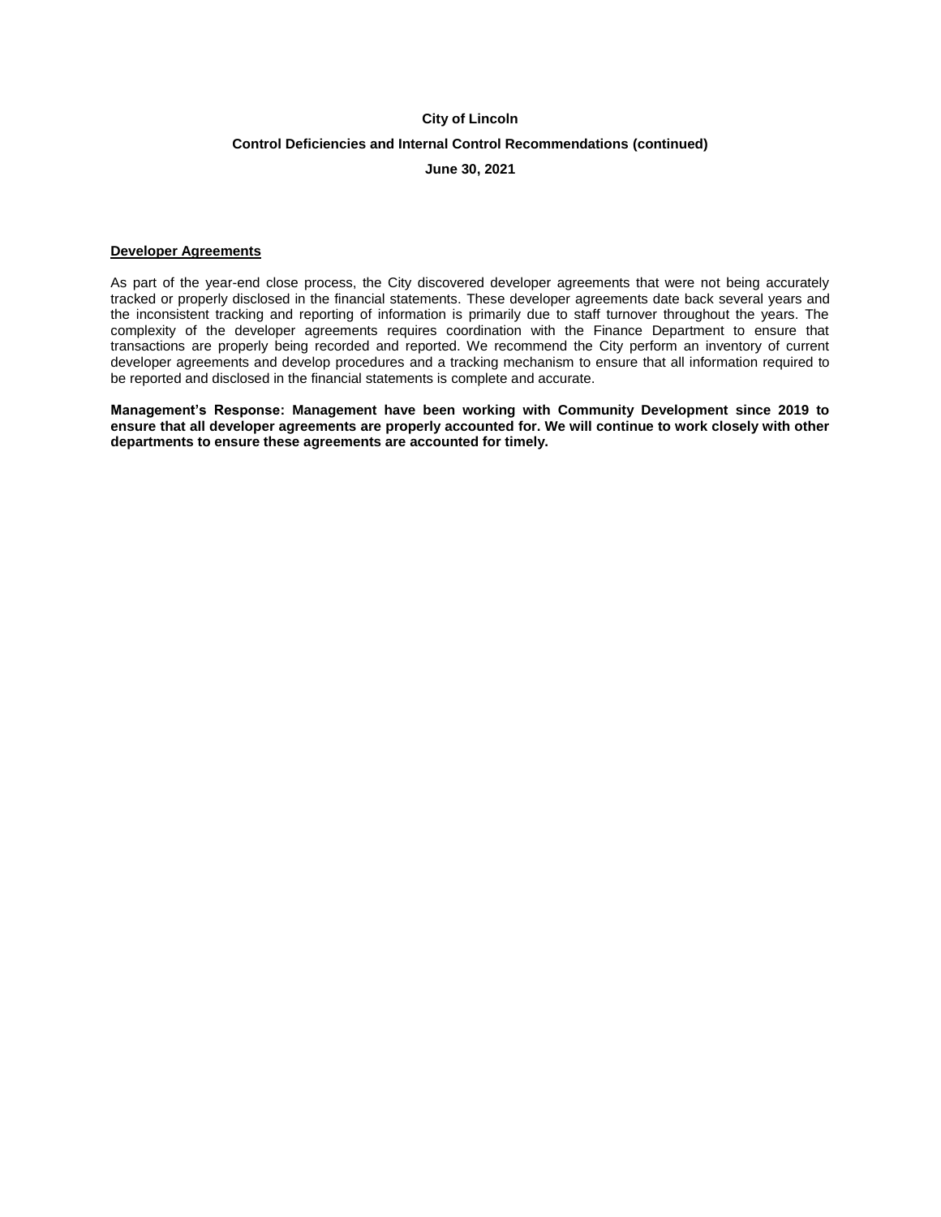**City of Lincoln**

**Control Deficiencies and Internal Control Recommendations (continued)**

**June 30, 2021**

## Developer Agreements

As part of the year-end close process, the City discovered developer agreements that were not being accurately tracked or properly disclosed in the financial statements. These developer agreements date back several years and the inconsistent tracking and reporting of information is primarily due to staff turnover throughout the years. The complexity of the developer agreements requires coordination with the Finance Department to ensure that transactions are properly being recorded and reported. We recommend the City perform an inventory of current developer agreements and develop procedures and a tracking mechanism to ensure that all information required to be reported and disclosed in the financial statements is complete and accurate.

**Management's Response: Management have been working with Community Development since 2019 to ensure that all developer agreements are properly accounted for. We will continue to work closely with other departments to ensure these agreements are accounted for timely.**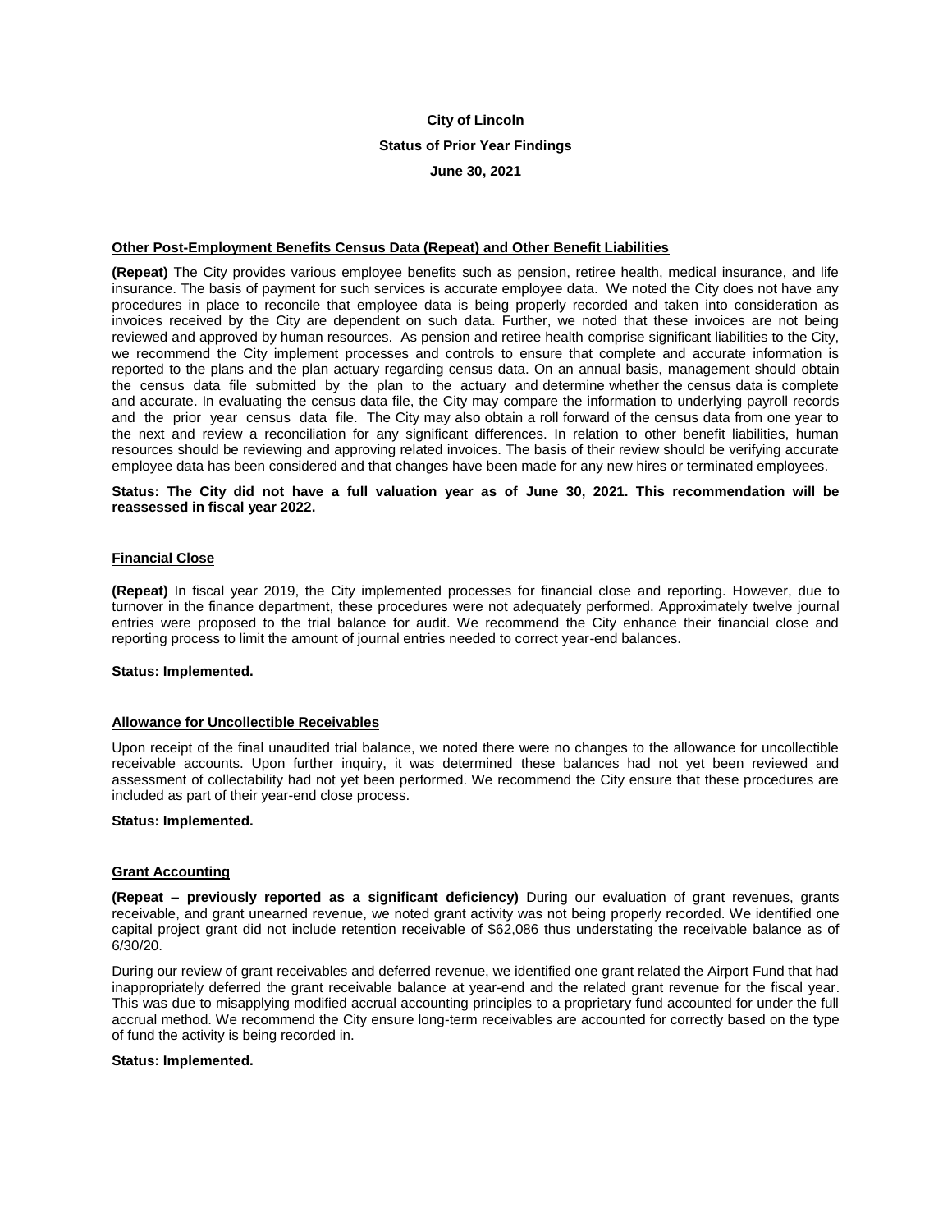**City of Lincoln**

**Status of Prior Year Findings**

**June 30, 2021**

**Other Post-Employment Benefits Census Data (Repeat) and Other Benefit Liabilities**

**(Repeat)** The City provides various employee benefits such as pension, retiree health, medical insurance, and life insurance. The basis of payment for such services is accurate employee data. We noted the City does not have any procedures in place to reconcile that employee data is being properly recorded and taken into consideration as invoices received by the City are dependent on such data. Further, we noted that these invoices are not being reviewed and approved by human resources. As pension and retiree health comprise significant liabilities to the City, we recommend the City implement processes and controls to ensure that complete and accurate information is reported to the plans and the plan actuary regarding census data. On an annual basis, management should obtain the census data file submitted by the plan to the actuary and determine whether the census data is complete and accurate. In evaluating the census data file, the City may compare the information to underlying payroll records and the prior year census data file. The City may also obtain a roll forward of the census data from one year to the next and review a reconciliation for any significant differences. In relation to other benefit liabilities, human resources should be reviewing and approving related invoices. The basis of their review should be verifying accurate employee data has been considered and that changes have been made for any new hires or terminated employees.

**Status: The City did not have a full valuation year as of June 30, 2021. This recommendation will be reassessed in fiscal year 2022.**

**Financial Close**

**(Repeat)** In fiscal year 2019, the City implemented processes for financial close and reporting. However, due to turnover in the finance department, these procedures were not adequately performed. Approximately twelve journal entries were proposed to the trial balance for audit. We recommend the City enhance their financial close and reporting process to limit the amount of journal entries needed to correct year-end balances.

**Status: Implemented.**

**Allowance for Uncollectible Receivables**

Upon receipt of the final unaudited trial balance, we noted there were no changes to the allowance for uncollectible receivable accounts. Upon further inquiry, it was determined these balances had not yet been reviewed and assessment of collectability had not yet been performed. We recommend the City ensure that these procedures are included as part of their year-end close process.

**Status: Implemented.**

**Grant Accounting**

**(Repeat – previously reported as a significant deficiency)** During our evaluation of grant revenues, grants receivable, and grant unearned revenue, we noted grant activity was not being properly recorded. We identified one capital project grant did not include retention receivable of $62,086 thus understating the receivable balance as of 6/30/20.

During our review of grant receivables and deferred revenue, we identified one grant related the Airport Fund that had inappropriately deferred the grant receivable balance at year-end and the related grant revenue for the fiscal year. This was due to misapplying modified accrual accounting principles to a proprietary fund accounted for under the full accrual method. We recommend the City ensure long-term receivables are accounted for correctly based on the type of fund the activity is being recorded in.

**Status: Implemented.**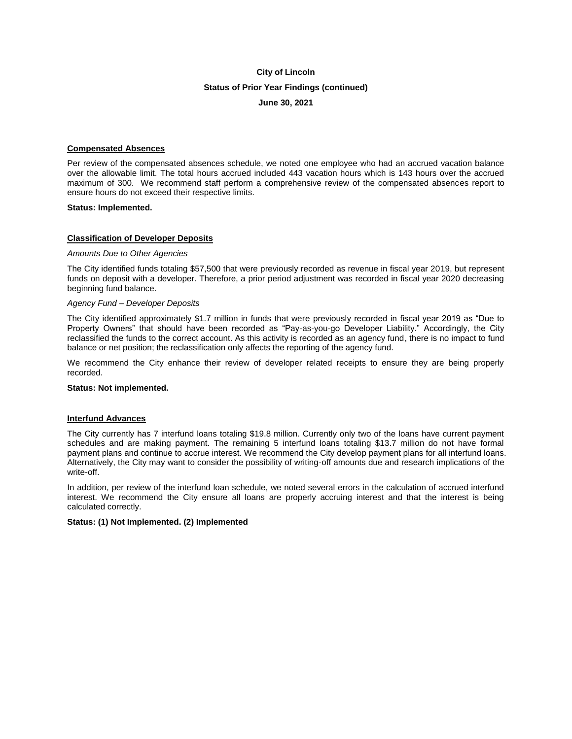**City of Lincoln**

**Status of Prior Year Findings (continued)**

**June 30, 2021**

## Compensated Absences

Per review of the compensated absences schedule, we noted one employee who had an accrued vacation balance over the allowable limit. The total hours accrued included 443 vacation hours which is 143 hours over the accrued maximum of 300. We recommend staff perform a comprehensive review of the compensated absences report to ensure hours do not exceed their respective limits.

**Status: Implemented.**

## Classification of Developer Deposits

*Amounts Due to Other Agencies*

The City identified funds totaling $57,500 that were previously recorded as revenue in fiscal year 2019, but represent funds on deposit with a developer. Therefore, a prior period adjustment was recorded in fiscal year 2020 decreasing beginning fund balance.

*Agency Fund – Developer Deposits*

The City identified approximately $1.7 million in funds that were previously recorded in fiscal year 2019 as "Due to Property Owners" that should have been recorded as "Pay-as-you-go Developer Liability." Accordingly, the City reclassified the funds to the correct account. As this activity is recorded as an agency fund, there is no impact to fund balance or net position; the reclassification only affects the reporting of the agency fund.

We recommend the City enhance their review of developer related receipts to ensure they are being properly recorded.

**Status: Not implemented.**

## Interfund Advances

The City currently has 7 interfund loans totaling $19.8 million. Currently only two of the loans have current payment schedules and are making payment. The remaining 5 interfund loans totaling $13.7 million do not have formal payment plans and continue to accrue interest. We recommend the City develop payment plans for all interfund loans. Alternatively, the City may want to consider the possibility of writing-off amounts due and research implications of the write-off.

In addition, per review of the interfund loan schedule, we noted several errors in the calculation of accrued interfund interest. We recommend the City ensure all loans are properly accruing interest and that the interest is being calculated correctly.

**Status: (1) Not Implemented. (2) Implemented**